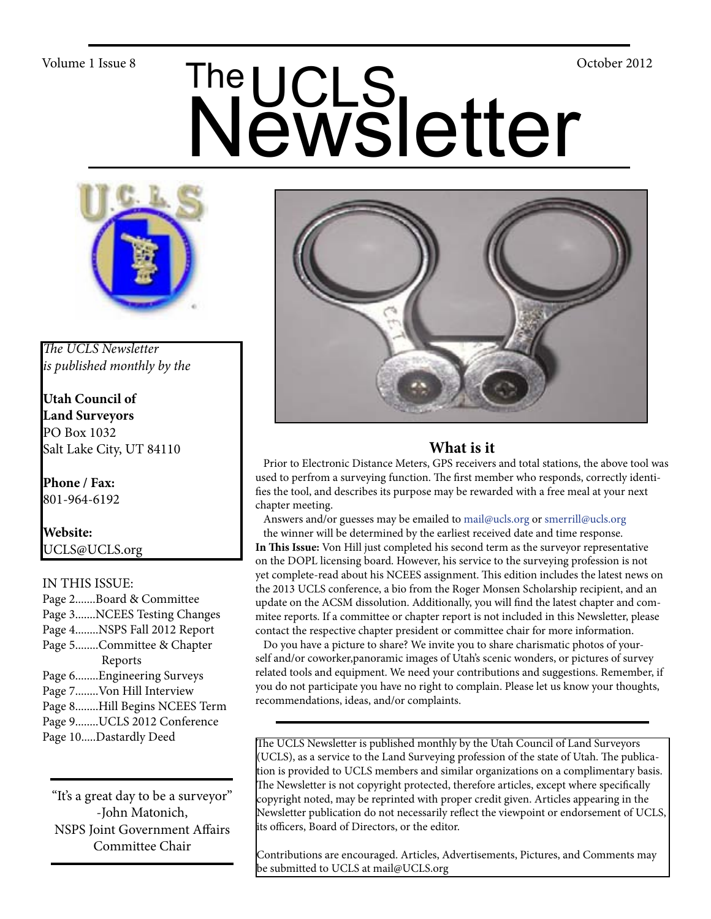# The UCLS Newsletter

Volume 1 Issue 8 — October 2012

*The UCLS Newsletter is published monthly by the*

**Utah Council of Land Surveyors**
PO Box 1032
Salt Lake City, UT 84110

**Phone / Fax:**
801-964-6192

**Website:**
UCLS@UCLS.org

IN THIS ISSUE:

- Page 2.......Board & Committee
- Page 3.......NCEES Testing Changes
- Page 4........NSPS Fall 2012 Report
- Page 5........Committee & Chapter Reports
- Page 6........Engineering Surveys
- Page 7........Von Hill Interview
- Page 8........Hill Begins NCEES Term
- Page 9........UCLS 2012 Conference
- Page 10.....Dastardly Deed

"It's a great day to be a surveyor"
-John Matonich,
NSPS Joint Government Affairs Committee Chair

## What is it

Prior to Electronic Distance Meters, GPS receivers and total stations, the above tool was used to perfrom a surveying function. The first member who responds, correctly identifies the tool, and describes its purpose may be rewarded with a free meal at your next chapter meeting.

Answers and/or guesses may be emailed to mail@ucls.org or smerrill@ucls.org the winner will be determined by the earliest received date and time response.

**In This Issue:** Von Hill just completed his second term as the surveyor representative on the DOPL licensing board. However, his service to the surveying profession is not yet complete-read about his NCEES assignment. This edition includes the latest news on the 2013 UCLS conference, a bio from the Roger Monsen Scholarship recipient, and an update on the ACSM dissolution. Additionally, you will find the latest chapter and commitee reports. If a committee or chapter report is not included in this Newsletter, please contact the respective chapter president or committee chair for more information.

Do you have a picture to share? We invite you to share charismatic photos of yourself and/or coworker,panoramic images of Utah's scenic wonders, or pictures of survey related tools and equipment. We need your contributions and suggestions. Remember, if you do not participate you have no right to complain. Please let us know your thoughts, recommendations, ideas, and/or complaints.

The UCLS Newsletter is published monthly by the Utah Council of Land Surveyors (UCLS), as a service to the Land Surveying profession of the state of Utah. The publication is provided to UCLS members and similar organizations on a complimentary basis. The Newsletter is not copyright protected, therefore articles, except where specifically copyright noted, may be reprinted with proper credit given. Articles appearing in the Newsletter publication do not necessarily reflect the viewpoint or endorsement of UCLS, its officers, Board of Directors, or the editor.

Contributions are encouraged. Articles, Advertisements, Pictures, and Comments may be submitted to UCLS at mail@UCLS.org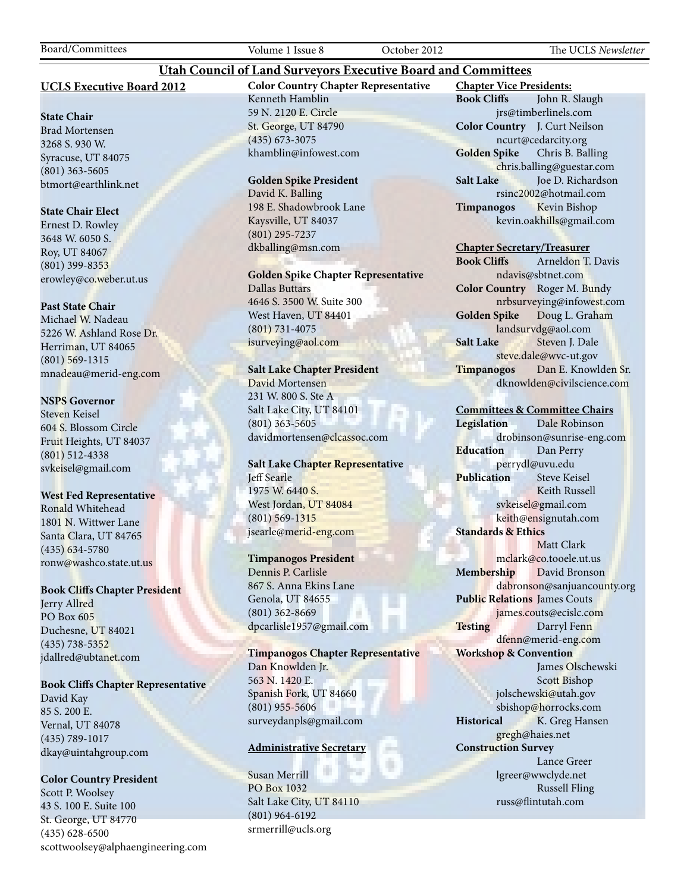# Utah Council of Land Surveyors Executive Board and Committees

## UCLS Executive Board 2012

**State Chair**
Brad Mortensen
3268 S. 930 W.
Syracuse, UT 84075
(801) 363-5605
btmort@earthlink.net

**State Chair Elect**
Ernest D. Rowley
3648 W. 6050 S.
Roy, UT 84067
(801) 399-8353
erowley@co.weber.ut.us

**Past State Chair**
Michael W. Nadeau
5226 W. Ashland Rose Dr.
Herriman, UT 84065
(801) 569-1315
mnadeau@merid-eng.com

**NSPS Governor**
Steven Keisel
604 S. Blossom Circle
Fruit Heights, UT 84037
(801) 512-4338
svkeisel@gmail.com

**West Fed Representative**
Ronald Whitehead
1801 N. Wittwer Lane
Santa Clara, UT 84765
(435) 634-5780
ronw@washco.state.ut.us

**Book Cliffs Chapter President**
Jerry Allred
PO Box 605
Duchesne, UT 84021
(435) 738-5352
jdallred@ubtanet.com

**Book Cliffs Chapter Representative**
David Kay
85 S. 200 E.
Vernal, UT 84078
(435) 789-1017
dkay@uintahgroup.com

**Color Country President**
Scott P. Woolsey
43 S. 100 E. Suite 100
St. George, UT 84770
(435) 628-6500
scottwoolsey@alphaengineering.com

**Color Country Chapter Representative**
Kenneth Hamblin
59 N. 2120 E. Circle
St. George, UT 84790
(435) 673-3075
khamblin@infowest.com

**Golden Spike President**
David K. Balling
198 E. Shadowbrook Lane
Kaysville, UT 84037
(801) 295-7237
dkballing@msn.com

**Golden Spike Chapter Representative**
Dallas Buttars
4646 S. 3500 W. Suite 300
West Haven, UT 84401
(801) 731-4075
isurveying@aol.com

**Salt Lake Chapter President**
David Mortensen
231 W. 800 S. Ste A
Salt Lake City, UT 84101
(801) 363-5605
davidmortensen@clcassoc.com

**Salt Lake Chapter Representative**
Jeff Searle
1975 W. 6440 S.
West Jordan, UT 84084
(801) 569-1315
jsearle@merid-eng.com

**Timpanogos President**
Dennis P. Carlisle
867 S. Anna Ekins Lane
Genola, UT 84655
(801) 362-8669
dpcarlisle1957@gmail.com

**Timpanogos Chapter Representative**
Dan Knowlden Jr.
563 N. 1420 E.
Spanish Fork, UT 84660
(801) 955-5606
surveydanpls@gmail.com

**Administrative Secretary**

Susan Merrill
PO Box 1032
Salt Lake City, UT 84110
(801) 964-6192
srmerrill@ucls.org

**Chapter Vice Presidents:**

**Book Cliffs** John R. Slaugh
jrs@timberlinels.com
**Color Country** J. Curt Neilson
ncurt@cedarcity.org
**Golden Spike** Chris B. Balling
chris.balling@guestar.com
**Salt Lake** Joe D. Richardson
rsinc2002@hotmail.com
**Timpanogos** Kevin Bishop
kevin.oakhills@gmail.com

**Chapter Secretary/Treasurer**

**Book Cliffs** Arneldon T. Davis
ndavis@sbtnet.com
**Color Country** Roger M. Bundy
nrbsurveying@infowest.com
**Golden Spike** Doug L. Graham
landsurvdg@aol.com
**Salt Lake** Steven J. Dale
steve.dale@wvc-ut.gov
**Timpanogos** Dan E. Knowlden Sr.
dknowlden@civilscience.com

**Committees & Committee Chairs**

**Legislation** Dale Robinson
drobinson@sunrise-eng.com
**Education** Dan Perry
perrydl@uvu.edu
**Publication** Steve Keisel
Keith Russell
svkeisel@gmail.com
keith@ensignutah.com
**Standards & Ethics**
Matt Clark
mclark@co.tooele.ut.us
**Membership** David Bronson
dabronson@sanjuancounty.org
**Public Relations** James Couts
james.couts@ecislc.com
**Testing** Darryl Fenn
dfenn@merid-eng.com
**Workshop & Convention**
James Olschewski
Scott Bishop
jolschewski@utah.gov
sbishop@horrocks.com
**Historical** K. Greg Hansen
gregh@haies.net
**Construction Survey**
Lance Greer
lgreer@wwclyde.net
Russell Fling
russ@flintutah.com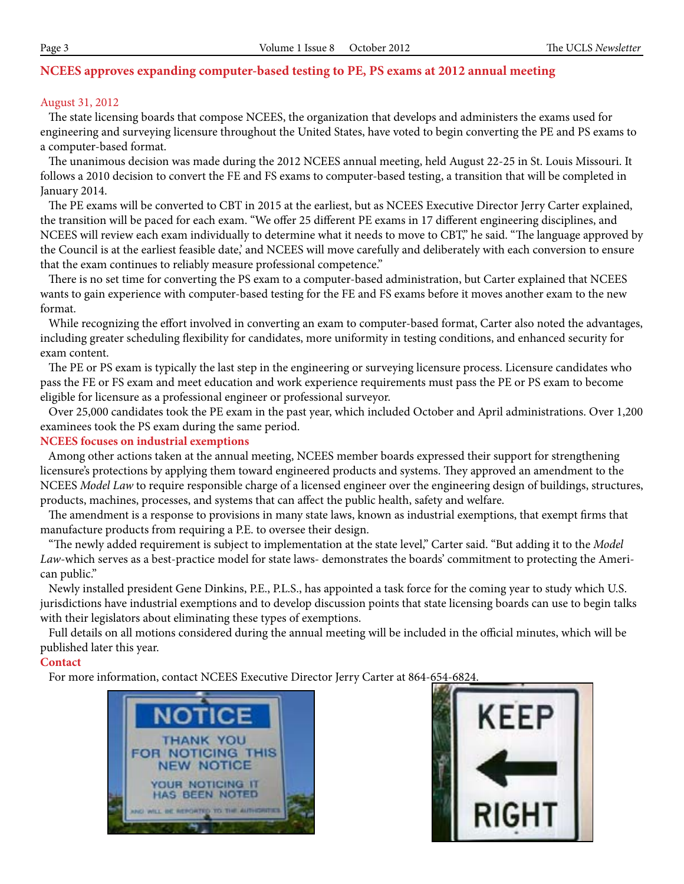## NCEES approves expanding computer-based testing to PE, PS exams at 2012 annual meeting

August 31, 2012

The state licensing boards that compose NCEES, the organization that develops and administers the exams used for engineering and surveying licensure throughout the United States, have voted to begin converting the PE and PS exams to a computer-based format.

The unanimous decision was made during the 2012 NCEES annual meeting, held August 22-25 in St. Louis Missouri. It follows a 2010 decision to convert the FE and FS exams to computer-based testing, a transition that will be completed in January 2014.

The PE exams will be converted to CBT in 2015 at the earliest, but as NCEES Executive Director Jerry Carter explained, the transition will be paced for each exam. "We offer 25 different PE exams in 17 different engineering disciplines, and NCEES will review each exam individually to determine what it needs to move to CBT," he said. "The language approved by the Council is at the earliest feasible date,' and NCEES will move carefully and deliberately with each conversion to ensure that the exam continues to reliably measure professional competence."

There is no set time for converting the PS exam to a computer-based administration, but Carter explained that NCEES wants to gain experience with computer-based testing for the FE and FS exams before it moves another exam to the new format.

While recognizing the effort involved in converting an exam to computer-based format, Carter also noted the advantages, including greater scheduling flexibility for candidates, more uniformity in testing conditions, and enhanced security for exam content.

The PE or PS exam is typically the last step in the engineering or surveying licensure process. Licensure candidates who pass the FE or FS exam and meet education and work experience requirements must pass the PE or PS exam to become eligible for licensure as a professional engineer or professional surveyor.

Over 25,000 candidates took the PE exam in the past year, which included October and April administrations. Over 1,200 examinees took the PS exam during the same period.

### NCEES focuses on industrial exemptions

Among other actions taken at the annual meeting, NCEES member boards expressed their support for strengthening licensure's protections by applying them toward engineered products and systems. They approved an amendment to the NCEES *Model Law* to require responsible charge of a licensed engineer over the engineering design of buildings, structures, products, machines, processes, and systems that can affect the public health, safety and welfare.

The amendment is a response to provisions in many state laws, known as industrial exemptions, that exempt firms that manufacture products from requiring a P.E. to oversee their design.

"The newly added requirement is subject to implementation at the state level," Carter said. "But adding it to the *Model Law*-which serves as a best-practice model for state laws- demonstrates the boards' commitment to protecting the American public."

Newly installed president Gene Dinkins, P.E., P.L.S., has appointed a task force for the coming year to study which U.S. jurisdictions have industrial exemptions and to develop discussion points that state licensing boards can use to begin talks with their legislators about eliminating these types of exemptions.

Full details on all motions considered during the annual meeting will be included in the official minutes, which will be published later this year.

### Contact

For more information, contact NCEES Executive Director Jerry Carter at 864-654-6824.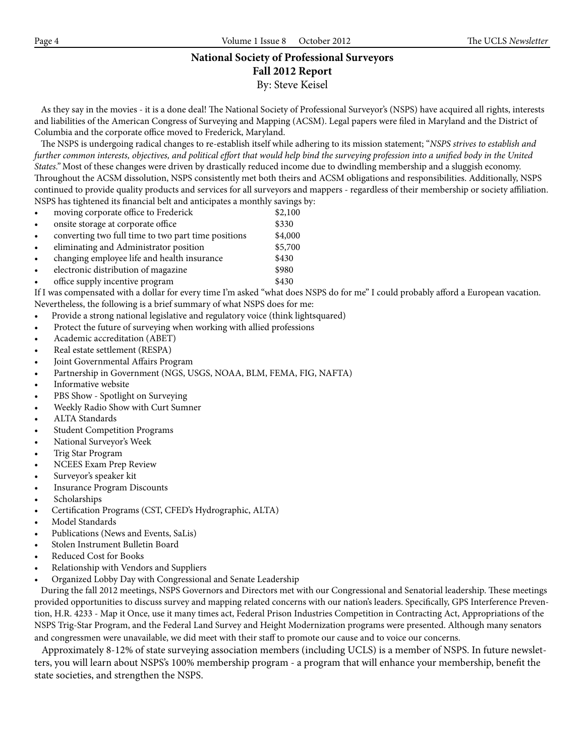## National Society of Professional Surveyors
## Fall 2012 Report

By: Steve Keisel

As they say in the movies - it is a done deal! The National Society of Professional Surveyor's (NSPS) have acquired all rights, interests and liabilities of the American Congress of Surveying and Mapping (ACSM). Legal papers were filed in Maryland and the District of Columbia and the corporate office moved to Frederick, Maryland.

The NSPS is undergoing radical changes to re-establish itself while adhering to its mission statement; "*NSPS strives to establish and further common interests, objectives, and political effort that would help bind the surveying profession into a unified body in the United States*." Most of these changes were driven by drastically reduced income due to dwindling membership and a sluggish economy. Throughout the ACSM dissolution, NSPS consistently met both theirs and ACSM obligations and responsibilities. Additionally, NSPS continued to provide quality products and services for all surveyors and mappers - regardless of their membership or society affiliation. NSPS has tightened its financial belt and anticipates a monthly savings by:

- moving corporate office to Frederick $2,100
- onsite storage at corporate office $330
- converting two full time to two part time positions $4,000
- eliminating and Administrator position $5,700
- changing employee life and health insurance $430
- electronic distribution of magazine $980
- office supply incentive program $430

If I was compensated with a dollar for every time I'm asked "what does NSPS do for me" I could probably afford a European vacation. Nevertheless, the following is a brief summary of what NSPS does for me:

- Provide a strong national legislative and regulatory voice (think lightsquared)
- Protect the future of surveying when working with allied professions
- Academic accreditation (ABET)
- Real estate settlement (RESPA)
- Joint Governmental Affairs Program
- Partnership in Government (NGS, USGS, NOAA, BLM, FEMA, FIG, NAFTA)
- Informative website
- PBS Show - Spotlight on Surveying
- Weekly Radio Show with Curt Sumner
- ALTA Standards
- Student Competition Programs
- National Surveyor's Week
- Trig Star Program
- NCEES Exam Prep Review
- Surveyor's speaker kit
- Insurance Program Discounts
- Scholarships
- Certification Programs (CST, CFED's Hydrographic, ALTA)
- Model Standards
- Publications (News and Events, SaLis)
- Stolen Instrument Bulletin Board
- Reduced Cost for Books
- Relationship with Vendors and Suppliers
- Organized Lobby Day with Congressional and Senate Leadership

During the fall 2012 meetings, NSPS Governors and Directors met with our Congressional and Senatorial leadership. These meetings provided opportunities to discuss survey and mapping related concerns with our nation's leaders. Specifically, GPS Interference Prevention, H.R. 4233 - Map it Once, use it many times act, Federal Prison Industries Competition in Contracting Act, Appropriations of the NSPS Trig-Star Program, and the Federal Land Survey and Height Modernization programs were presented. Although many senators and congressmen were unavailable, we did meet with their staff to promote our cause and to voice our concerns.

Approximately 8-12% of state surveying association members (including UCLS) is a member of NSPS. In future newsletters, you will learn about NSPS's 100% membership program - a program that will enhance your membership, benefit the state societies, and strengthen the NSPS.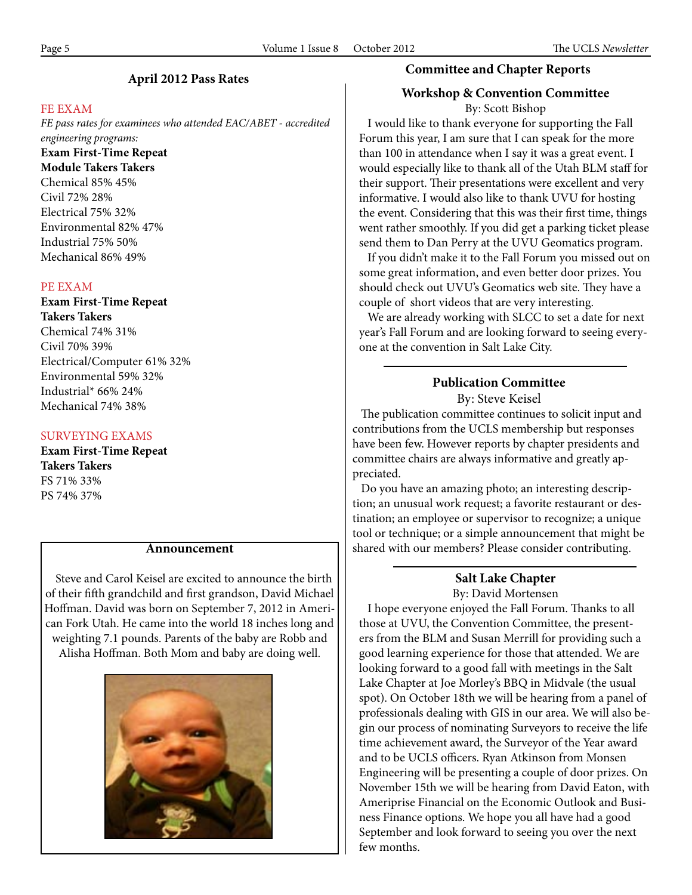## April 2012 Pass Rates

### FE EXAM

*FE pass rates for examinees who attended EAC/ABET - accredited engineering programs:*

| Exam Module | First-Time Takers | Repeat Takers |
|---|---|---|
| Chemical | 85% | 45% |
| Civil | 72% | 28% |
| Electrical | 75% | 32% |
| Environmental | 82% | 47% |
| Industrial | 75% | 50% |
| Mechanical | 86% | 49% |

### PE EXAM

| Exam | First-Time Takers | Repeat Takers |
|---|---|---|
| Chemical | 74% | 31% |
| Civil | 70% | 39% |
| Electrical/Computer | 61% | 32% |
| Environmental | 59% | 32% |
| Industrial* | 66% | 24% |
| Mechanical | 74% | 38% |

### SURVEYING EXAMS

| Exam | First-Time Takers | Repeat Takers |
|---|---|---|
| FS | 71% | 33% |
| PS | 74% | 37% |

### Announcement

Steve and Carol Keisel are excited to announce the birth of their fifth grandchild and first grandson, David Michael Hoffman. David was born on September 7, 2012 in American Fork Utah. He came into the world 18 inches long and weighting 7.1 pounds. Parents of the baby are Robb and Alisha Hoffman. Both Mom and baby are doing well.

## Committee and Chapter Reports

### Workshop & Convention Committee

By: Scott Bishop

I would like to thank everyone for supporting the Fall Forum this year, I am sure that I can speak for the more than 100 in attendance when I say it was a great event. I would especially like to thank all of the Utah BLM staff for their support. Their presentations were excellent and very informative. I would also like to thank UVU for hosting the event. Considering that this was their first time, things went rather smoothly. If you did get a parking ticket please send them to Dan Perry at the UVU Geomatics program.

If you didn't make it to the Fall Forum you missed out on some great information, and even better door prizes. You should check out UVU's Geomatics web site. They have a couple of short videos that are very interesting.

We are already working with SLCC to set a date for next year's Fall Forum and are looking forward to seeing everyone at the convention in Salt Lake City.

### Publication Committee

By: Steve Keisel

The publication committee continues to solicit input and contributions from the UCLS membership but responses have been few. However reports by chapter presidents and committee chairs are always informative and greatly appreciated.

Do you have an amazing photo; an interesting description; an unusual work request; a favorite restaurant or destination; an employee or supervisor to recognize; a unique tool or technique; or a simple announcement that might be shared with our members? Please consider contributing.

### Salt Lake Chapter

By: David Mortensen

I hope everyone enjoyed the Fall Forum. Thanks to all those at UVU, the Convention Committee, the presenters from the BLM and Susan Merrill for providing such a good learning experience for those that attended. We are looking forward to a good fall with meetings in the Salt Lake Chapter at Joe Morley's BBQ in Midvale (the usual spot). On October 18th we will be hearing from a panel of professionals dealing with GIS in our area. We will also begin our process of nominating Surveyors to receive the life time achievement award, the Surveyor of the Year award and to be UCLS officers. Ryan Atkinson from Monsen Engineering will be presenting a couple of door prizes. On November 15th we will be hearing from David Eaton, with Ameriprise Financial on the Economic Outlook and Business Finance options. We hope you all have had a good September and look forward to seeing you over the next few months.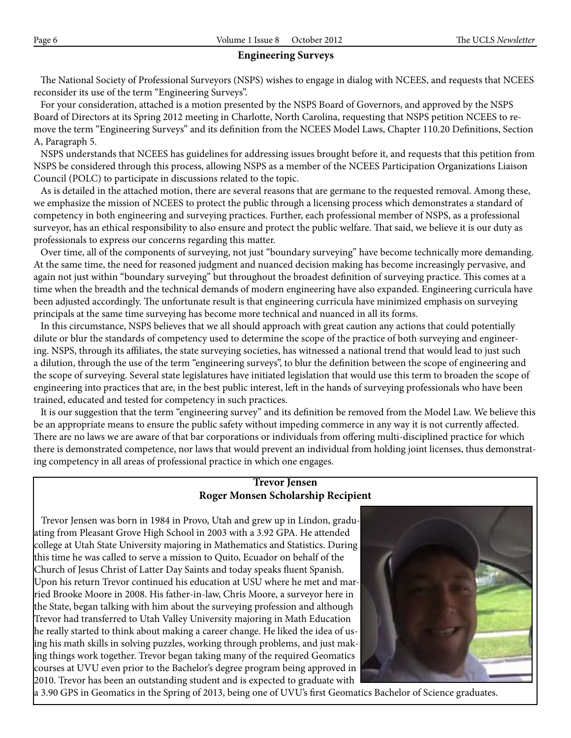## Engineering Surveys

The National Society of Professional Surveyors (NSPS) wishes to engage in dialog with NCEES, and requests that NCEES reconsider its use of the term "Engineering Surveys".

For your consideration, attached is a motion presented by the NSPS Board of Governors, and approved by the NSPS Board of Directors at its Spring 2012 meeting in Charlotte, North Carolina, requesting that NSPS petition NCEES to remove the term "Engineering Surveys" and its definition from the NCEES Model Laws, Chapter 110.20 Definitions, Section A, Paragraph 5.

NSPS understands that NCEES has guidelines for addressing issues brought before it, and requests that this petition from NSPS be considered through this process, allowing NSPS as a member of the NCEES Participation Organizations Liaison Council (POLC) to participate in discussions related to the topic.

As is detailed in the attached motion, there are several reasons that are germane to the requested removal. Among these, we emphasize the mission of NCEES to protect the public through a licensing process which demonstrates a standard of competency in both engineering and surveying practices. Further, each professional member of NSPS, as a professional surveyor, has an ethical responsibility to also ensure and protect the public welfare. That said, we believe it is our duty as professionals to express our concerns regarding this matter.

Over time, all of the components of surveying, not just "boundary surveying" have become technically more demanding. At the same time, the need for reasoned judgment and nuanced decision making has become increasingly pervasive, and again not just within "boundary surveying" but throughout the broadest definition of surveying practice. This comes at a time when the breadth and the technical demands of modern engineering have also expanded. Engineering curricula have been adjusted accordingly. The unfortunate result is that engineering curricula have minimized emphasis on surveying principals at the same time surveying has become more technical and nuanced in all its forms.

In this circumstance, NSPS believes that we all should approach with great caution any actions that could potentially dilute or blur the standards of competency used to determine the scope of the practice of both surveying and engineering. NSPS, through its affiliates, the state surveying societies, has witnessed a national trend that would lead to just such a dilution, through the use of the term "engineering surveys", to blur the definition between the scope of engineering and the scope of surveying. Several state legislatures have initiated legislation that would use this term to broaden the scope of engineering into practices that are, in the best public interest, left in the hands of surveying professionals who have been trained, educated and tested for competency in such practices.

It is our suggestion that the term "engineering survey" and its definition be removed from the Model Law. We believe this be an appropriate means to ensure the public safety without impeding commerce in any way it is not currently affected. There are no laws we are aware of that bar corporations or individuals from offering multi-disciplined practice for which there is demonstrated competence, nor laws that would prevent an individual from holding joint licenses, thus demonstrating competency in all areas of professional practice in which one engages.

## Trevor Jensen
### Roger Monsen Scholarship Recipient

Trevor Jensen was born in 1984 in Provo, Utah and grew up in Lindon, graduating from Pleasant Grove High School in 2003 with a 3.92 GPA. He attended college at Utah State University majoring in Mathematics and Statistics. During this time he was called to serve a mission to Quito, Ecuador on behalf of the Church of Jesus Christ of Latter Day Saints and today speaks fluent Spanish. Upon his return Trevor continued his education at USU where he met and married Brooke Moore in 2008. His father-in-law, Chris Moore, a surveyor here in the State, began talking with him about the surveying profession and although Trevor had transferred to Utah Valley University majoring in Math Education he really started to think about making a career change. He liked the idea of using his math skills in solving puzzles, working through problems, and just making things work together. Trevor began taking many of the required Geomatics courses at UVU even prior to the Bachelor's degree program being approved in 2010. Trevor has been an outstanding student and is expected to graduate with a 3.90 GPS in Geomatics in the Spring of 2013, being one of UVU's first Geomatics Bachelor of Science graduates.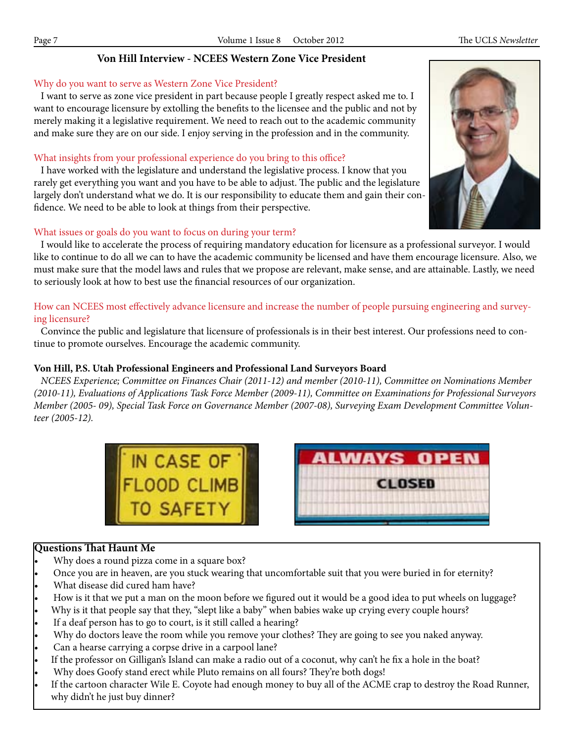## Von Hill Interview - NCEES Western Zone Vice President

Why do you want to serve as Western Zone Vice President?

I want to serve as zone vice president in part because people I greatly respect asked me to. I want to encourage licensure by extolling the benefits to the licensee and the public and not by merely making it a legislative requirement. We need to reach out to the academic community and make sure they are on our side. I enjoy serving in the profession and in the community.

What insights from your professional experience do you bring to this office?

I have worked with the legislature and understand the legislative process. I know that you rarely get everything you want and you have to be able to adjust. The public and the legislature largely don't understand what we do. It is our responsibility to educate them and gain their confidence. We need to be able to look at things from their perspective.

What issues or goals do you want to focus on during your term?

I would like to accelerate the process of requiring mandatory education for licensure as a professional surveyor. I would like to continue to do all we can to have the academic community be licensed and have them encourage licensure. Also, we must make sure that the model laws and rules that we propose are relevant, make sense, and are attainable. Lastly, we need to seriously look at how to best use the financial resources of our organization.

How can NCEES most effectively advance licensure and increase the number of people pursuing engineering and surveying licensure?

Convince the public and legislature that licensure of professionals is in their best interest. Our professions need to continue to promote ourselves. Encourage the academic community.

**Von Hill, P.S. Utah Professional Engineers and Professional Land Surveyors Board**

*NCEES Experience; Committee on Finances Chair (2011-12) and member (2010-11), Committee on Nominations Member (2010-11), Evaluations of Applications Task Force Member (2009-11), Committee on Examinations for Professional Surveyors Member (2005- 09), Special Task Force on Governance Member (2007-08), Surveying Exam Development Committee Volunteer (2005-12).*

IN CASE OF FLOOD CLIMB TO SAFETY

ALWAYS OPEN

CLOSED

**Questions That Haunt Me**

- Why does a round pizza come in a square box?
- Once you are in heaven, are you stuck wearing that uncomfortable suit that you were buried in for eternity?
- What disease did cured ham have?
- How is it that we put a man on the moon before we figured out it would be a good idea to put wheels on luggage?
- Why is it that people say that they, "slept like a baby" when babies wake up crying every couple hours?
- If a deaf person has to go to court, is it still called a hearing?
- Why do doctors leave the room while you remove your clothes? They are going to see you naked anyway.
- Can a hearse carrying a corpse drive in a carpool lane?
- If the professor on Gilligan's Island can make a radio out of a coconut, why can't he fix a hole in the boat?
- Why does Goofy stand erect while Pluto remains on all fours? They're both dogs!
- If the cartoon character Wile E. Coyote had enough money to buy all of the ACME crap to destroy the Road Runner, why didn't he just buy dinner?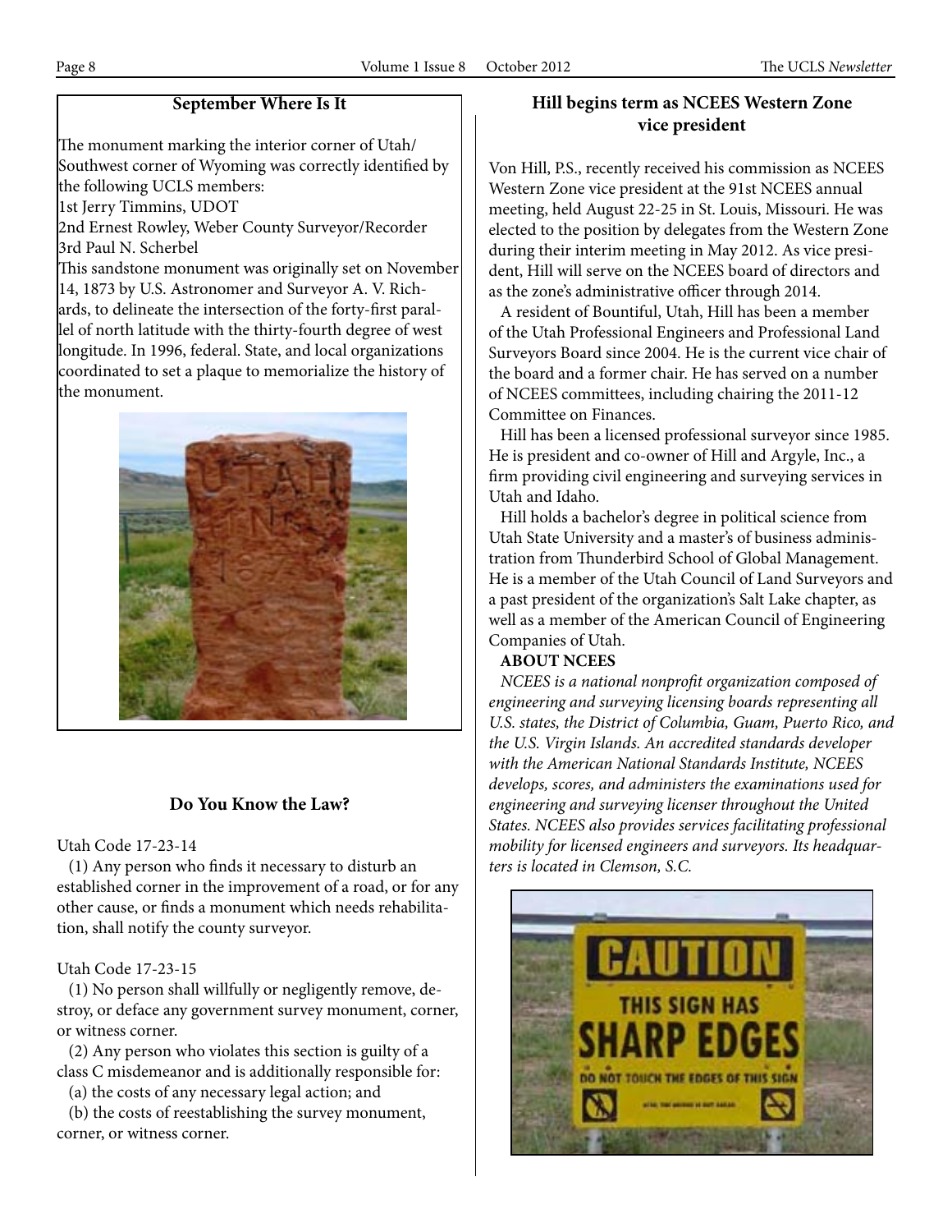## September Where Is It

The monument marking the interior corner of Utah/ Southwest corner of Wyoming was correctly identified by the following UCLS members:

1st Jerry Timmins, UDOT

2nd Ernest Rowley, Weber County Surveyor/Recorder

3rd Paul N. Scherbel

This sandstone monument was originally set on November 14, 1873 by U.S. Astronomer and Surveyor A. V. Richards, to delineate the intersection of the forty-first parallel of north latitude with the thirty-fourth degree of west longitude. In 1996, federal. State, and local organizations coordinated to set a plaque to memorialize the history of the monument.

## Do You Know the Law?

Utah Code 17-23-14

(1) Any person who finds it necessary to disturb an established corner in the improvement of a road, or for any other cause, or finds a monument which needs rehabilitation, shall notify the county surveyor.

Utah Code 17-23-15

(1) No person shall willfully or negligently remove, destroy, or deface any government survey monument, corner, or witness corner.

(2) Any person who violates this section is guilty of a class C misdemeanor and is additionally responsible for:

(a) the costs of any necessary legal action; and

(b) the costs of reestablishing the survey monument, corner, or witness corner.

## Hill begins term as NCEES Western Zone vice president

Von Hill, P.S., recently received his commission as NCEES Western Zone vice president at the 91st NCEES annual meeting, held August 22-25 in St. Louis, Missouri. He was elected to the position by delegates from the Western Zone during their interim meeting in May 2012. As vice president, Hill will serve on the NCEES board of directors and as the zone's administrative officer through 2014.

A resident of Bountiful, Utah, Hill has been a member of the Utah Professional Engineers and Professional Land Surveyors Board since 2004. He is the current vice chair of the board and a former chair. He has served on a number of NCEES committees, including chairing the 2011-12 Committee on Finances.

Hill has been a licensed professional surveyor since 1985. He is president and co-owner of Hill and Argyle, Inc., a firm providing civil engineering and surveying services in Utah and Idaho.

Hill holds a bachelor's degree in political science from Utah State University and a master's of business administration from Thunderbird School of Global Management. He is a member of the Utah Council of Land Surveyors and a past president of the organization's Salt Lake chapter, as well as a member of the American Council of Engineering Companies of Utah.

**ABOUT NCEES**

*NCEES is a national nonprofit organization composed of engineering and surveying licensing boards representing all U.S. states, the District of Columbia, Guam, Puerto Rico, and the U.S. Virgin Islands. An accredited standards developer with the American National Standards Institute, NCEES develops, scores, and administers the examinations used for engineering and surveying licenser throughout the United States. NCEES also provides services facilitating professional mobility for licensed engineers and surveyors. Its headquarters is located in Clemson, S.C.*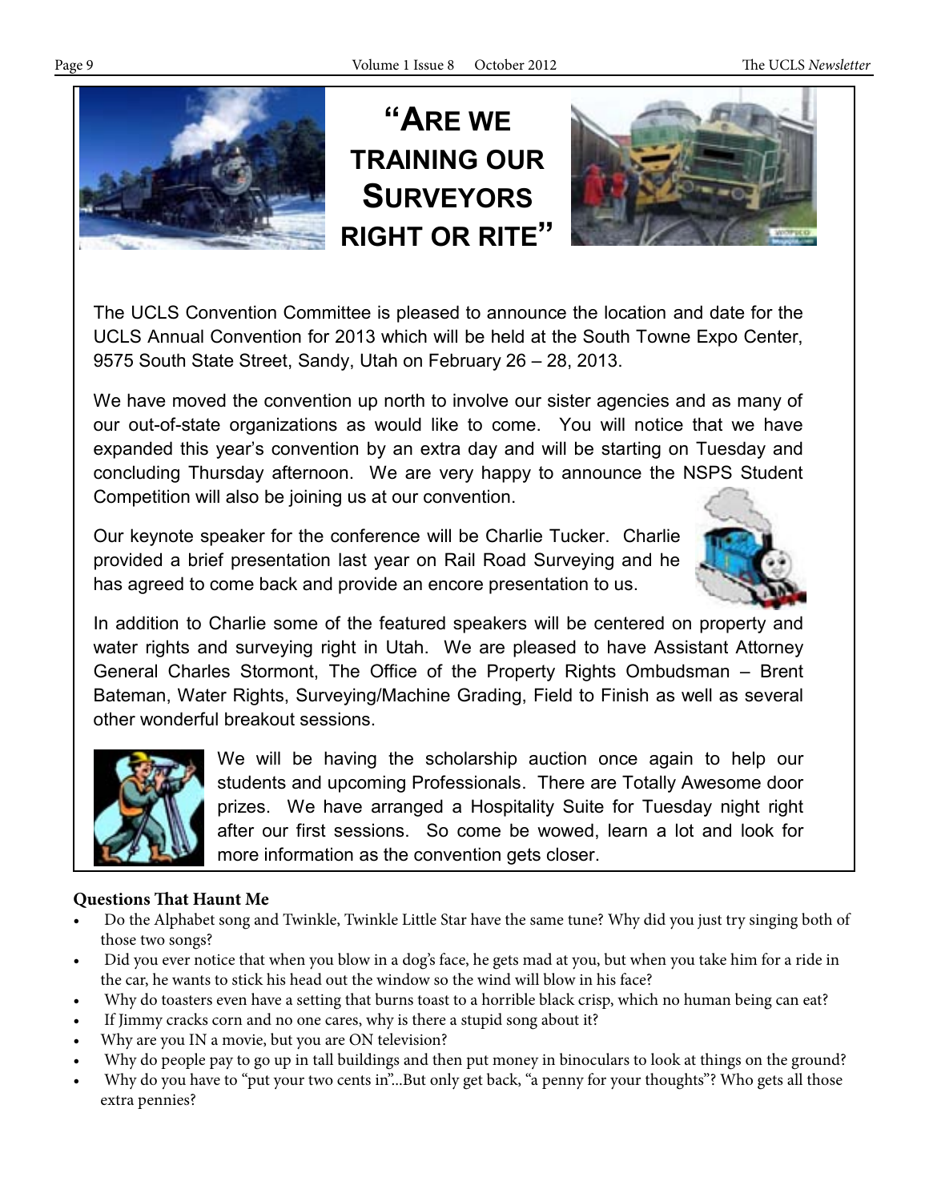# "Are we training our Surveyors right or rite"

The UCLS Convention Committee is pleased to announce the location and date for the UCLS Annual Convention for 2013 which will be held at the South Towne Expo Center, 9575 South State Street, Sandy, Utah on February 26 – 28, 2013.

We have moved the convention up north to involve our sister agencies and as many of our out-of-state organizations as would like to come. You will notice that we have expanded this year's convention by an extra day and will be starting on Tuesday and concluding Thursday afternoon. We are very happy to announce the NSPS Student Competition will also be joining us at our convention.

Our keynote speaker for the conference will be Charlie Tucker. Charlie provided a brief presentation last year on Rail Road Surveying and he has agreed to come back and provide an encore presentation to us.

In addition to Charlie some of the featured speakers will be centered on property and water rights and surveying right in Utah. We are pleased to have Assistant Attorney General Charles Stormont, The Office of the Property Rights Ombudsman – Brent Bateman, Water Rights, Surveying/Machine Grading, Field to Finish as well as several other wonderful breakout sessions.

We will be having the scholarship auction once again to help our students and upcoming Professionals. There are Totally Awesome door prizes. We have arranged a Hospitality Suite for Tuesday night right after our first sessions. So come be wowed, learn a lot and look for more information as the convention gets closer.

**Questions That Haunt Me**

- Do the Alphabet song and Twinkle, Twinkle Little Star have the same tune? Why did you just try singing both of those two songs?
- Did you ever notice that when you blow in a dog's face, he gets mad at you, but when you take him for a ride in the car, he wants to stick his head out the window so the wind will blow in his face?
- Why do toasters even have a setting that burns toast to a horrible black crisp, which no human being can eat?
- If Jimmy cracks corn and no one cares, why is there a stupid song about it?
- Why are you IN a movie, but you are ON television?
- Why do people pay to go up in tall buildings and then put money in binoculars to look at things on the ground?
- Why do you have to "put your two cents in"...But only get back, "a penny for your thoughts"? Who gets all those extra pennies?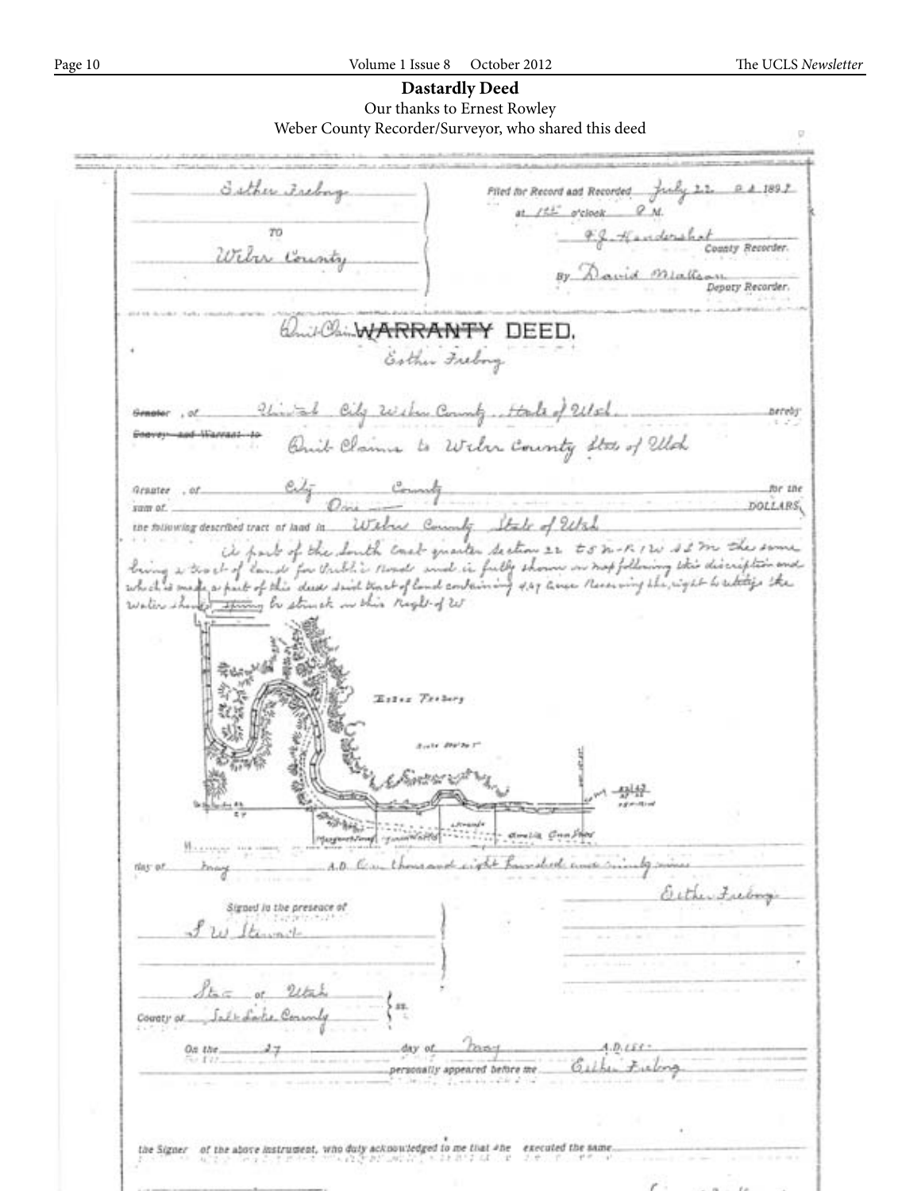## Dastardly Deed

Our thanks to Ernest Rowley
Weber County Recorder/Surveyor, who shared this deed

Esther Freborg

TO

Weber County

Filed for Record and Recorded July 22 A.D. 1899
at 1:15 o'clock P M.

F.J. Hendershot
County Recorder.

By David Mattson
Deputy Recorder.

Quit Claim ~~WARRANTY~~ DEED.

Esther Freborg

~~Grantor~~, of Uintah City Weber County, State of Utah hereby
~~Convey and Warrant to~~ Quit Claims to Weber County State of Utah

Grantee, of City County for the
sum of One DOLLARS,

the following described tract of land in Weber County State of Utah

A part of the South East quarter Section 22 T5 N-R1W SLM The same being a tract of land for Public Road and is fully shown on map following this discription and which is made a part of this deed said tract of land containing 4.47 acres Reserving the right to utilize the water should spring be struck on this Right of W

Esther Freborg

Amelia Gunther

... day of May A.D. One thousand eight hundred and ninety nine

Esther Freborg

Signed in the presence of
S W Stewart

State of Utah
County of Salt Lake County } ss.

On the 27 day of May A.D. 189-
personally appeared before me Esther Freborg

the Signer of the above instrument, who duly acknowledged to me that she executed the same